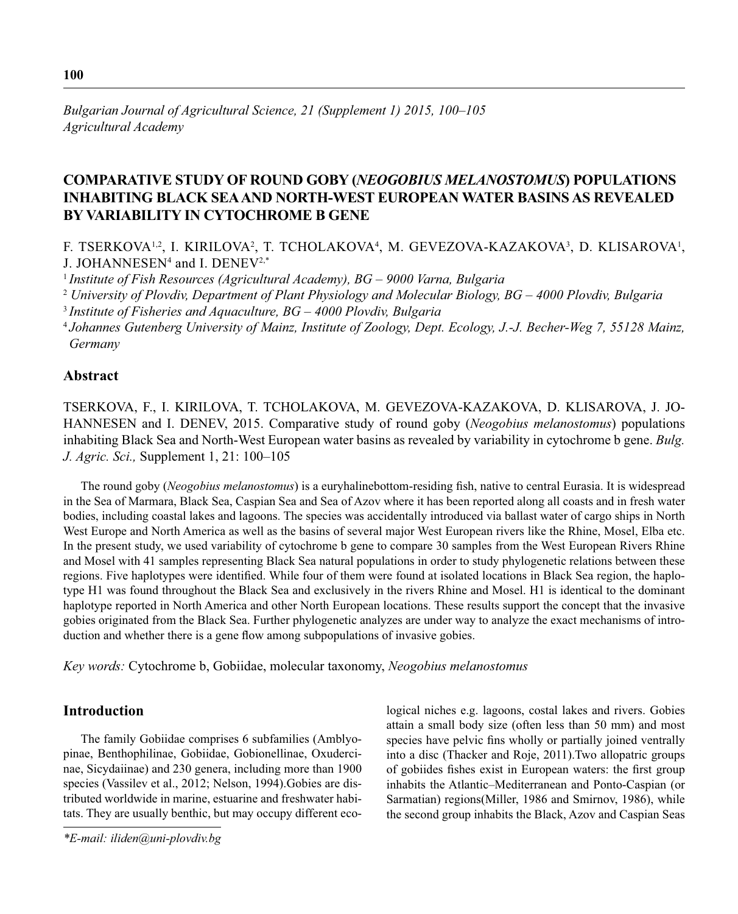*Bulgarian Journal of Agricultural Science, 21 (Supplement 1) 2015, 100–105*
*Agricultural Academy*

# COMPARATIVE STUDY OF ROUND GOBY (*NEOGOBIUS MELANOSTOMUS*) POPULATIONS INHABITING BLACK SEA AND NORTH-WEST EUROPEAN WATER BASINS AS REVEALED BY VARIABILITY IN CYTOCHROME B GENE

F. TSERKOVA[1,2], I. KIRILOVA[2], T. TCHOLAKOVA[4], M. GEVEZOVA-KAZAKOVA[3], D. KLISAROVA[1], J. JOHANNESEN[4] and I. DENEV[2,*]

[1] *Institute of Fish Resources (Agricultural Academy), BG – 9000 Varna, Bulgaria*
[2] *University of Plovdiv, Department of Plant Physiology and Molecular Biology, BG – 4000 Plovdiv, Bulgaria*
[3] *Institute of Fisheries and Aquaculture, BG – 4000 Plovdiv, Bulgaria*
[4] *Johannes Gutenberg University of Mainz, Institute of Zoology, Dept. Ecology, J.-J. Becher-Weg 7, 55128 Mainz, Germany*

## Abstract

TSERKOVA, F., I. KIRILOVA, T. TCHOLAKOVA, M. GEVEZOVA-KAZAKOVA, D. KLISAROVA, J. JOHANNESEN and I. DENEV, 2015. Comparative study of round goby (*Neogobius melanostomus*) populations inhabiting Black Sea and North-West European water basins as revealed by variability in cytochrome b gene. *Bulg. J. Agric. Sci.,* Supplement 1, 21: 100–105

The round goby (*Neogobius melanostomus*) is a euryhalinebottom-residing fish, native to central Eurasia. It is widespread in the Sea of Marmara, Black Sea, Caspian Sea and Sea of Azov where it has been reported along all coasts and in fresh water bodies, including coastal lakes and lagoons. The species was accidentally introduced via ballast water of cargo ships in North West Europe and North America as well as the basins of several major West European rivers like the Rhine, Mosel, Elba etc. In the present study, we used variability of cytochrome b gene to compare 30 samples from the West European Rivers Rhine and Mosel with 41 samples representing Black Sea natural populations in order to study phylogenetic relations between these regions. Five haplotypes were identified. While four of them were found at isolated locations in Black Sea region, the haplotype H1 was found throughout the Black Sea and exclusively in the rivers Rhine and Mosel. H1 is identical to the dominant haplotype reported in North America and other North European locations. These results support the concept that the invasive gobies originated from the Black Sea. Further phylogenetic analyzes are under way to analyze the exact mechanisms of introduction and whether there is a gene flow among subpopulations of invasive gobies.

*Key words:* Cytochrome b, Gobiidae, molecular taxonomy, *Neogobius melanostomus*

## Introduction

The family Gobiidae comprises 6 subfamilies (Amblyopinae, Benthophilinae, Gobiidae, Gobionellinae, Oxudercinae, Sicydaiinae) and 230 genera, including more than 1900 species (Vassilev et al., 2012; Nelson, 1994).Gobies are distributed worldwide in marine, estuarine and freshwater habitats. They are usually benthic, but may occupy different ecological niches e.g. lagoons, costal lakes and rivers. Gobies attain a small body size (often less than 50 mm) and most species have pelvic fins wholly or partially joined ventrally into a disc (Thacker and Roje, 2011).Two allopatric groups of gobiides fishes exist in European waters: the first group inhabits the Atlantic–Mediterranean and Ponto-Caspian (or Sarmatian) regions(Miller, 1986 and Smirnov, 1986), while the second group inhabits the Black, Azov and Caspian Seas

*\*E-mail: iliden@uni-plovdiv.bg*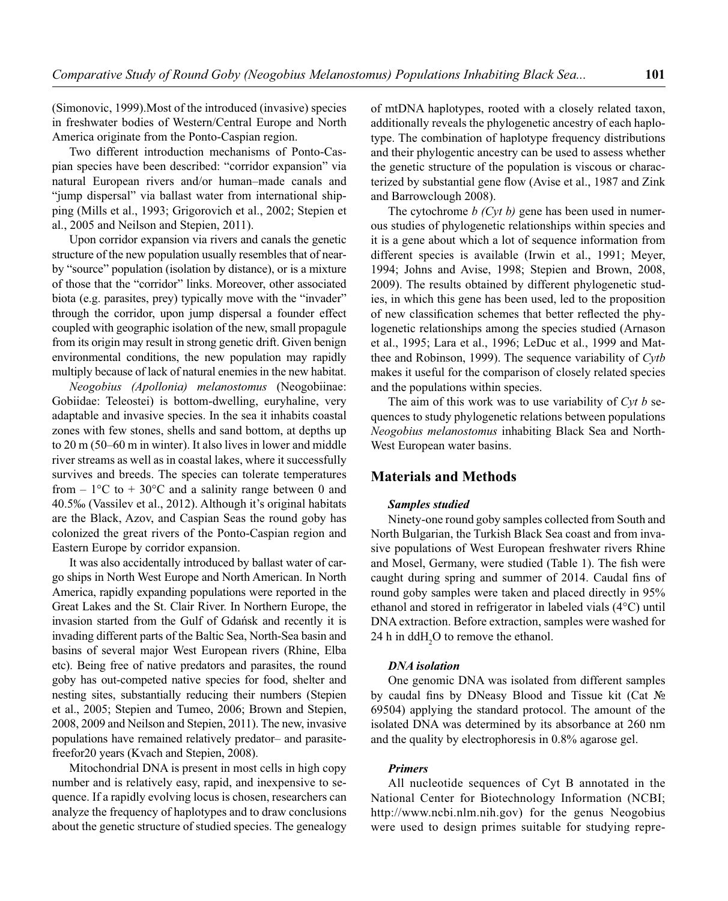(Simonovic, 1999).Most of the introduced (invasive) species in freshwater bodies of Western/Central Europe and North America originate from the Ponto-Caspian region.

Two different introduction mechanisms of Ponto-Caspian species have been described: "corridor expansion" via natural European rivers and/or human–made canals and "jump dispersal" via ballast water from international shipping (Mills et al., 1993; Grigorovich et al., 2002; Stepien et al., 2005 and Neilson and Stepien, 2011).

Upon corridor expansion via rivers and canals the genetic structure of the new population usually resembles that of nearby "source" population (isolation by distance), or is a mixture of those that the "corridor" links. Moreover, other associated biota (e.g. parasites, prey) typically move with the "invader" through the corridor, upon jump dispersal a founder effect coupled with geographic isolation of the new, small propagule from its origin may result in strong genetic drift. Given benign environmental conditions, the new population may rapidly multiply because of lack of natural enemies in the new habitat.

*Neogobius (Apollonia) melanostomus* (Neogobiinae: Gobiidae: Teleostei) is bottom-dwelling, euryhaline, very adaptable and invasive species. In the sea it inhabits coastal zones with few stones, shells and sand bottom, at depths up to 20 m (50–60 m in winter). It also lives in lower and middle river streams as well as in coastal lakes, where it successfully survives and breeds. The species can tolerate temperatures from – 1°C to + 30°C and a salinity range between 0 and 40.5‰ (Vassilev et al., 2012). Although it's original habitats are the Black, Azov, and Caspian Seas the round goby has colonized the great rivers of the Ponto-Caspian region and Eastern Europe by corridor expansion.

It was also accidentally introduced by ballast water of cargo ships in North West Europe and North American. In North America, rapidly expanding populations were reported in the Great Lakes and the St. Clair River. In Northern Europe, the invasion started from the Gulf of Gdańsk and recently it is invading different parts of the Baltic Sea, North-Sea basin and basins of several major West European rivers (Rhine, Elba etc). Being free of native predators and parasites, the round goby has out-competed native species for food, shelter and nesting sites, substantially reducing their numbers (Stepien et al., 2005; Stepien and Tumeo, 2006; Brown and Stepien, 2008, 2009 and Neilson and Stepien, 2011). The new, invasive populations have remained relatively predator– and parasite-freefor20 years (Kvach and Stepien, 2008).

Mitochondrial DNA is present in most cells in high copy number and is relatively easy, rapid, and inexpensive to sequence. If a rapidly evolving locus is chosen, researchers can analyze the frequency of haplotypes and to draw conclusions about the genetic structure of studied species. The genealogy of mtDNA haplotypes, rooted with a closely related taxon, additionally reveals the phylogenetic ancestry of each haplotype. The combination of haplotype frequency distributions and their phylogentic ancestry can be used to assess whether the genetic structure of the population is viscous or characterized by substantial gene flow (Avise et al., 1987 and Zink and Barrowclough 2008).

The cytochrome *b (Cyt b)* gene has been used in numerous studies of phylogenetic relationships within species and it is a gene about which a lot of sequence information from different species is available (Irwin et al., 1991; Meyer, 1994; Johns and Avise, 1998; Stepien and Brown, 2008, 2009). The results obtained by different phylogenetic studies, in which this gene has been used, led to the proposition of new classification schemes that better reflected the phylogenetic relationships among the species studied (Arnason et al., 1995; Lara et al., 1996; LeDuc et al., 1999 and Matthee and Robinson, 1999). The sequence variability of *Cytb* makes it useful for the comparison of closely related species and the populations within species.

The aim of this work was to use variability of *Cyt b* sequences to study phylogenetic relations between populations *Neogobius melanostomus* inhabiting Black Sea and North-West European water basins.

## Materials and Methods

### *Samples studied*

Ninety-one round goby samples collected from South and North Bulgarian, the Turkish Black Sea coast and from invasive populations of West European freshwater rivers Rhine and Mosel, Germany, were studied (Table 1). The fish were caught during spring and summer of 2014. Caudal fins of round goby samples were taken and placed directly in 95% ethanol and stored in refrigerator in labeled vials (4°C) until DNA extraction. Before extraction, samples were washed for 24 h in dd$H_2O$ to remove the ethanol.

### *DNA isolation*

One genomic DNA was isolated from different samples by caudal fins by DNeasy Blood and Tissue kit (Cat № 69504) applying the standard protocol. The amount of the isolated DNA was determined by its absorbance at 260 nm and the quality by electrophoresis in 0.8% agarose gel.

### *Primers*

All nucleotide sequences of Cyt B annotated in the National Center for Biotechnology Information (NCBI; http://www.ncbi.nlm.nih.gov) for the genus Neogobius were used to design primes suitable for studying repre-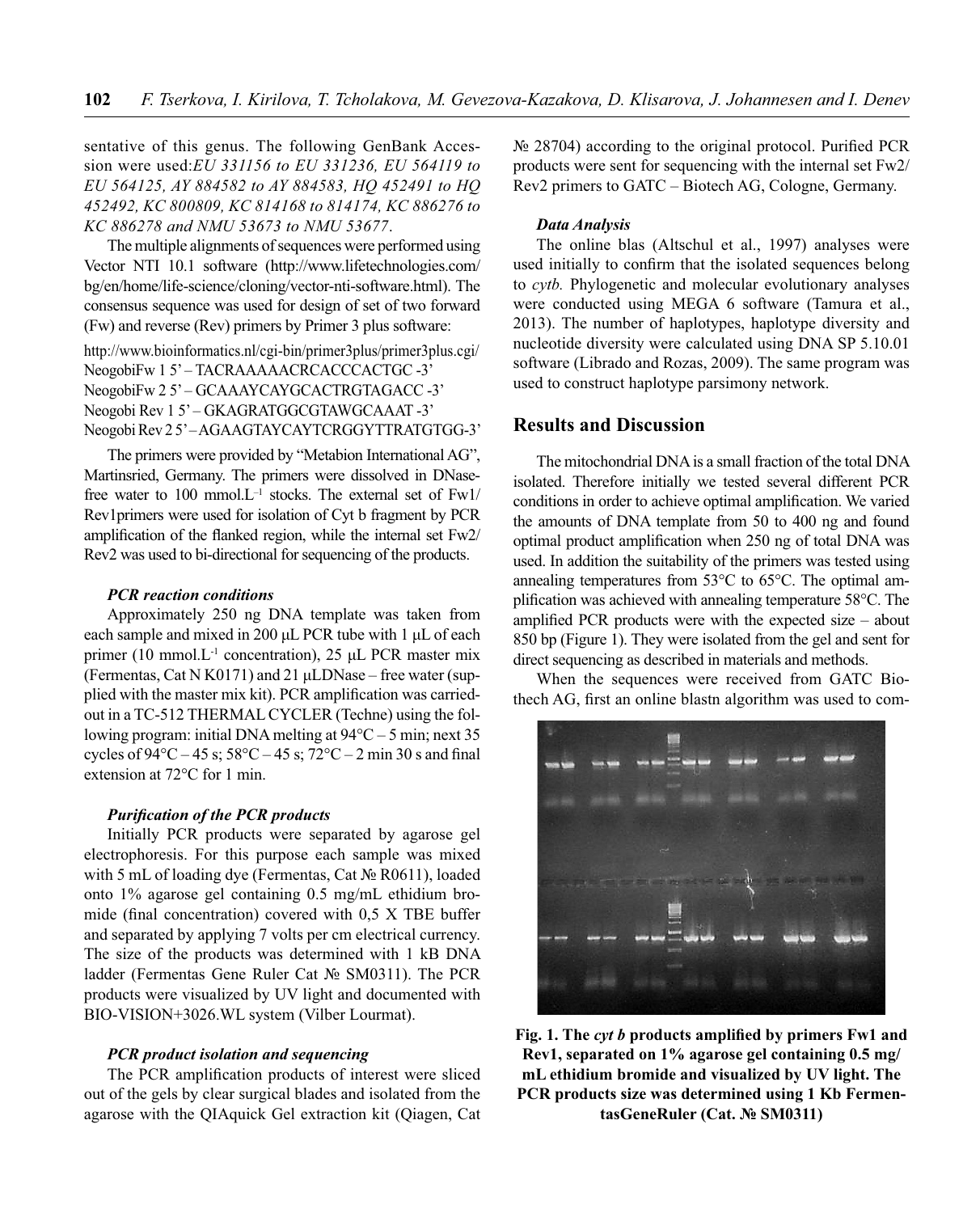sentative of this genus. The following GenBank Accession were used:*EU 331156 to EU 331236, EU 564119 to EU 564125, AY 884582 to AY 884583, HQ 452491 to HQ 452492, KC 800809, KC 814168 to 814174, KC 886276 to KC 886278 and NMU 53673 to NMU 53677*.

The multiple alignments of sequences were performed using Vector NTI 10.1 software (http://www.lifetechnologies.com/bg/en/home/life-science/cloning/vector-nti-software.html). The consensus sequence was used for design of set of two forward (Fw) and reverse (Rev) primers by Primer 3 plus software:

http://www.bioinformatics.nl/cgi-bin/primer3plus/primer3plus.cgi/
NeogobiFw 1 5' – TACRAAAAACRCACCCACTGC -3'
NeogobiFw 2 5' – GCAAAYCAYGCACTRGTAGACC -3'
Neogobi Rev 1 5' – GKAGRATGGCGTAWGCAAAT -3'
Neogobi Rev 2 5' – AGAAGTAYCAYTCRGGYTTRATGTGG-3'

The primers were provided by "Metabion International AG", Martinsried, Germany. The primers were dissolved in DNase-free water to 100 mmol.L$^{-1}$ stocks. The external set of Fw1/Rev1primers were used for isolation of Cyt b fragment by PCR amplification of the flanked region, while the internal set Fw2/Rev2 was used to bi-directional for sequencing of the products.

#### *PCR reaction conditions*

Approximately 250 ng DNA template was taken from each sample and mixed in 200 μL PCR tube with 1 μL of each primer (10 mmol.L$^{-1}$ concentration), 25 μL PCR master mix (Fermentas, Cat N K0171) and 21 μLDNase – free water (supplied with the master mix kit). PCR amplification was carried-out in a TC-512 THERMAL CYCLER (Techne) using the following program: initial DNA melting at 94°C – 5 min; next 35 cycles of 94°C – 45 s; 58°C – 45 s; 72°C – 2 min 30 s and final extension at 72°C for 1 min.

#### *Purification of the PCR products*

Initially PCR products were separated by agarose gel electrophoresis. For this purpose each sample was mixed with 5 mL of loading dye (Fermentas, Cat № R0611), loaded onto 1% agarose gel containing 0.5 mg/mL ethidium bromide (final concentration) covered with 0,5 X TBE buffer and separated by applying 7 volts per cm electrical currency. The size of the products was determined with 1 kB DNA ladder (Fermentas Gene Ruler Cat № SM0311). The PCR products were visualized by UV light and documented with BIO-VISION+3026.WL system (Vilber Lourmat).

#### *PCR product isolation and sequencing*

The PCR amplification products of interest were sliced out of the gels by clear surgical blades and isolated from the agarose with the QIAquick Gel extraction kit (Qiagen, Cat № 28704) according to the original protocol. Purified PCR products were sent for sequencing with the internal set Fw2/Rev2 primers to GATC – Biotech AG, Cologne, Germany.

#### *Data Analysis*

The online blas (Altschul et al., 1997) analyses were used initially to confirm that the isolated sequences belong to *cytb.* Phylogenetic and molecular evolutionary analyses were conducted using MEGA 6 software (Tamura et al., 2013). The number of haplotypes, haplotype diversity and nucleotide diversity were calculated using DNA SP 5.10.01 software (Librado and Rozas, 2009). The same program was used to construct haplotype parsimony network.

## Results and Discussion

The mitochondrial DNA is a small fraction of the total DNA isolated. Therefore initially we tested several different PCR conditions in order to achieve optimal amplification. We varied the amounts of DNA template from 50 to 400 ng and found optimal product amplification when 250 ng of total DNA was used. In addition the suitability of the primers was tested using annealing temperatures from 53°C to 65°C. The optimal amplification was achieved with annealing temperature 58°C. The amplified PCR products were with the expected size – about 850 bp (Figure 1). They were isolated from the gel and sent for direct sequencing as described in materials and methods.

When the sequences were received from GATC Biothech AG, first an online blastn algorithm was used to com-

**Fig. 1. The *cyt b* products amplified by primers Fw1 and Rev1, separated on 1% agarose gel containing 0.5 mg/mL ethidium bromide and visualized by UV light. The PCR products size was determined using 1 Kb FermentasGeneRuler (Cat. № SM0311)**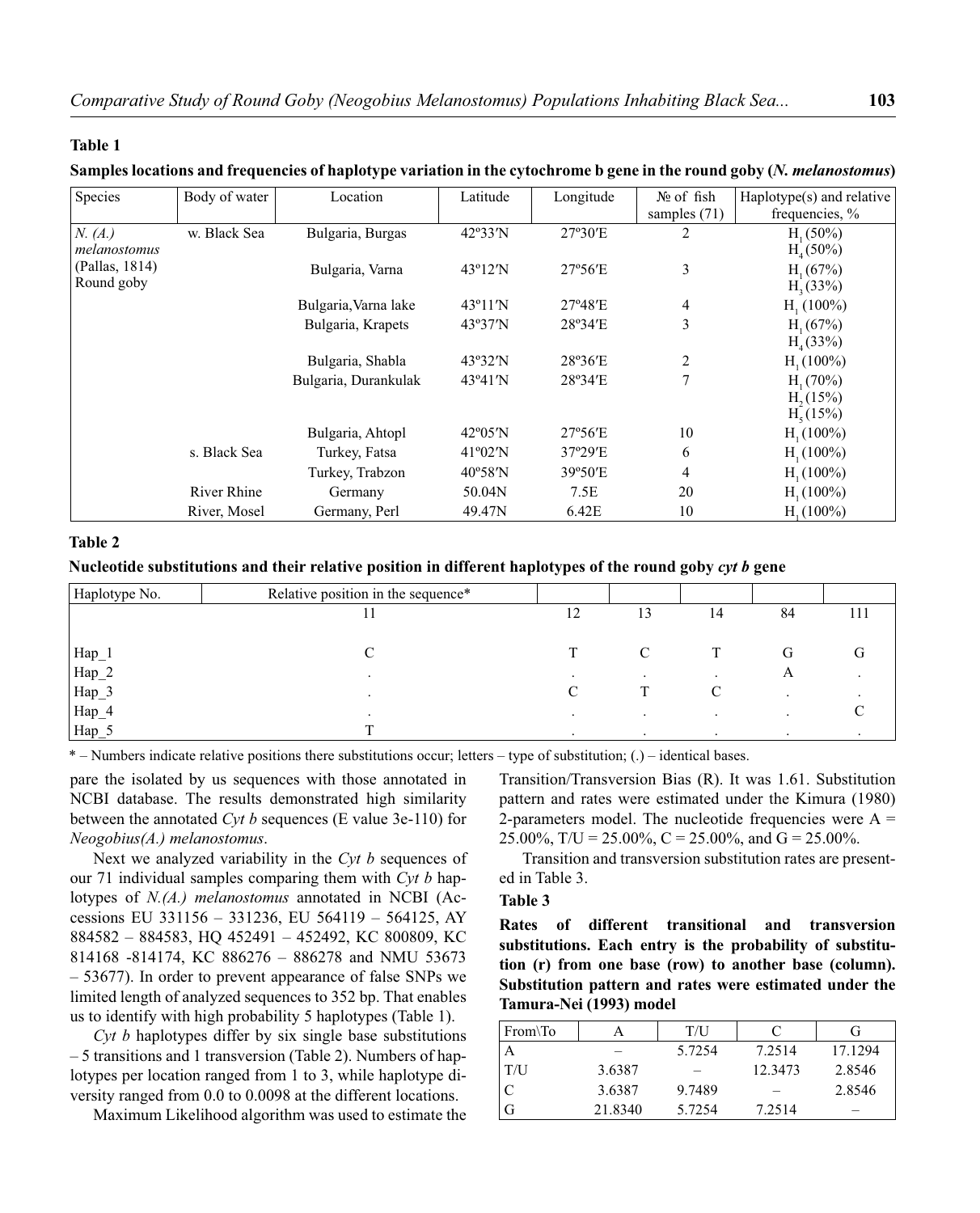**Table 1**

**Samples locations and frequencies of haplotype variation in the cytochrome b gene in the round goby (*N. melanostomus*)**

| Species | Body of water | Location | Latitude | Longitude | № of fish samples (71) | Haplotype(s) and relative frequencies, % |
|---|---|---|---|---|---|---|
| *N. (A.) melanostomus* (Pallas, 1814) Round goby | w. Black Sea | Bulgaria, Burgas | 42º33′N | 27º30′E | 2 | $H_1$ (50%) $H_4$ (50%) |
| | | Bulgaria, Varna | 43º12′N | 27º56′E | 3 | $H_1$ (67%) $H_3$ (33%) |
| | | Bulgaria, Varna lake | 43º11′N | 27º48′E | 4 | $H_1$ (100%) |
| | | Bulgaria, Krapets | 43º37′N | 28º34′E | 3 | $H_1$ (67%) $H_4$ (33%) |
| | | Bulgaria, Shabla | 43º32′N | 28º36′E | 2 | $H_1$ (100%) |
| | | Bulgaria, Durankulak | 43º41′N | 28º34′E | 7 | $H_1$ (70%) $H_2$ (15%) $H_5$ (15%) |
| | | Bulgaria, Ahtopl | 42º05′N | 27º56′E | 10 | $H_1$ (100%) |
| | s. Black Sea | Turkey, Fatsa | 41º02′N | 37º29′E | 6 | $H_1$ (100%) |
| | | Turkey, Trabzon | 40º58′N | 39º50′E | 4 | $H_1$ (100%) |
| | River Rhine | Germany | 50.04N | 7.5E | 20 | $H_1$ (100%) |
| | River, Mosel | Germany, Perl | 49.47N | 6.42E | 10 | $H_1$ (100%) |

**Table 2**

**Nucleotide substitutions and their relative position in different haplotypes of the round goby *cyt b* gene**

| Haplotype No. | Relative position in the sequence* | | | | | |
|---|---|---|---|---|---|---|
| | 11 | 12 | 13 | 14 | 84 | 111 |
| Hap_1 | C | T | C | T | G | G |
| Hap_2 | . | . | . | . | A | . |
| Hap_3 | . | C | T | C | . | . |
| Hap_4 | . | . | . | . | . | C |
| Hap_5 | T | . | . | . | . | . |

* – Numbers indicate relative positions there substitutions occur; letters – type of substitution; (.) – identical bases.

pare the isolated by us sequences with those annotated in NCBI database. The results demonstrated high similarity between the annotated *Cyt b* sequences (E value 3e-110) for *Neogobius(A.) melanostomus*.

Next we analyzed variability in the *Cyt b* sequences of our 71 individual samples comparing them with *Cyt b* haplotypes of *N.(A.) melanostomus* annotated in NCBI (Accessions EU 331156 – 331236, EU 564119 – 564125, AY 884582 – 884583, HQ 452491 – 452492, KC 800809, KC 814168 -814174, KC 886276 – 886278 and NMU 53673 – 53677). In order to prevent appearance of false SNPs we limited length of analyzed sequences to 352 bp. That enables us to identify with high probability 5 haplotypes (Table 1).

*Cyt b* haplotypes differ by six single base substitutions – 5 transitions and 1 transversion (Table 2). Numbers of haplotypes per location ranged from 1 to 3, while haplotype diversity ranged from 0.0 to 0.0098 at the different locations.

Maximum Likelihood algorithm was used to estimate the Transition/Transversion Bias (R). It was 1.61. Substitution pattern and rates were estimated under the Kimura (1980) 2-parameters model. The nucleotide frequencies were A = 25.00%, T/U = 25.00%, C = 25.00%, and G = 25.00%.

Transition and transversion substitution rates are presented in Table 3.

**Table 3**

**Rates of different transitional and transversion substitutions. Each entry is the probability of substitution (r) from one base (row) to another base (column). Substitution pattern and rates were estimated under the Tamura-Nei (1993) model**

| From\To | A | T/U | C | G |
|---|---|---|---|---|
| A | – | 5.7254 | 7.2514 | 17.1294 |
| T/U | 3.6387 | – | 12.3473 | 2.8546 |
| C | 3.6387 | 9.7489 | – | 2.8546 |
| G | 21.8340 | 5.7254 | 7.2514 | – |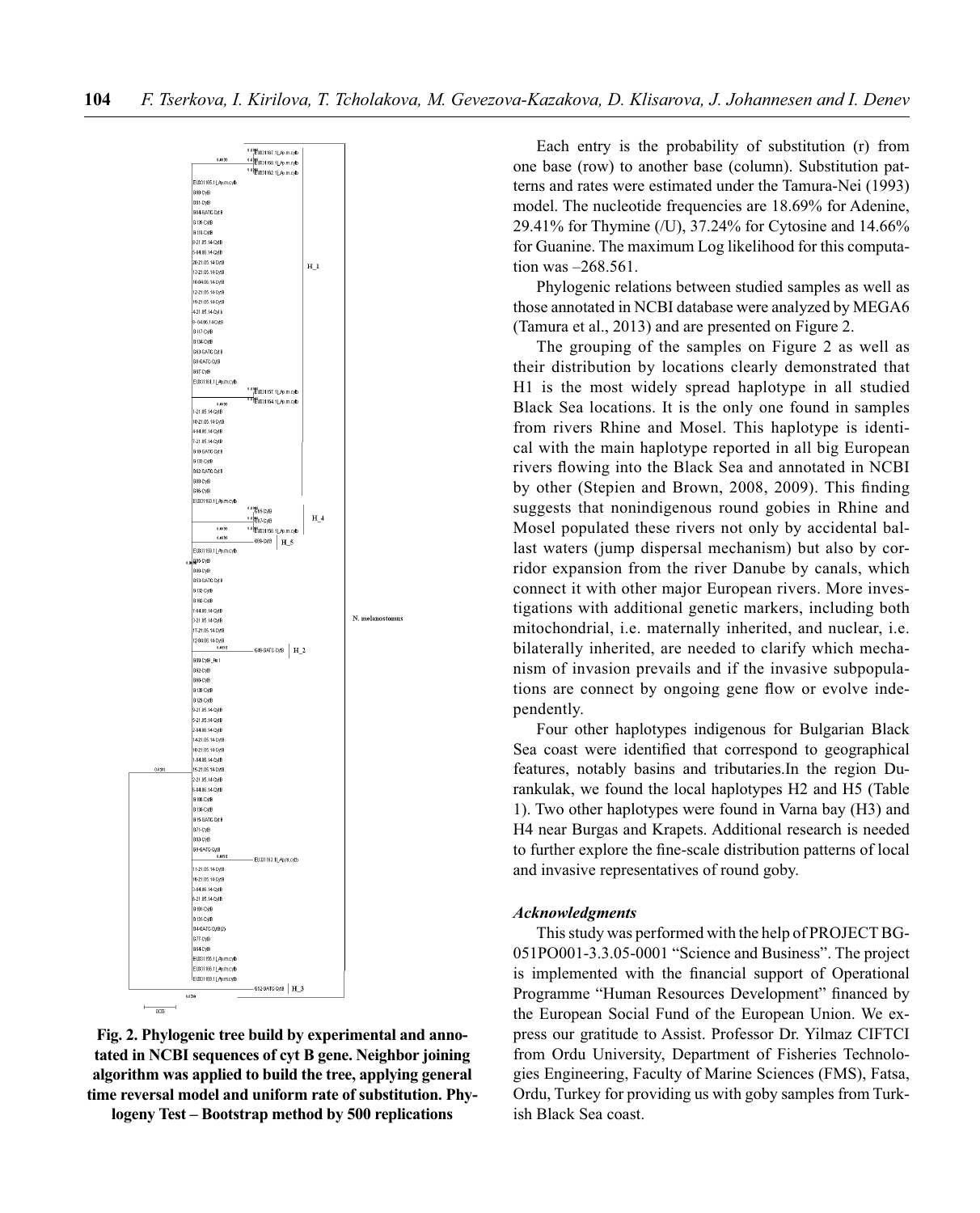Fig. 2. Phylogenic tree build by experimental and annotated in NCBI sequences of cyt B gene. Neighbor joining algorithm was applied to build the tree, applying general time reversal model and uniform rate of substitution. Phylogeny Test – Bootstrap method by 500 replications

Each entry is the probability of substitution (r) from one base (row) to another base (column). Substitution patterns and rates were estimated under the Tamura-Nei (1993) model. The nucleotide frequencies are 18.69% for Adenine, 29.41% for Thymine (/U), 37.24% for Cytosine and 14.66% for Guanine. The maximum Log likelihood for this computation was –268.561.

Phylogenic relations between studied samples as well as those annotated in NCBI database were analyzed by MEGA6 (Tamura et al., 2013) and are presented on Figure 2.

The grouping of the samples on Figure 2 as well as their distribution by locations clearly demonstrated that H1 is the most widely spread haplotype in all studied Black Sea locations. It is the only one found in samples from rivers Rhine and Mosel. This haplotype is identical with the main haplotype reported in all big European rivers flowing into the Black Sea and annotated in NCBI by other (Stepien and Brown, 2008, 2009). This finding suggests that nonindigenous round gobies in Rhine and Mosel populated these rivers not only by accidental ballast waters (jump dispersal mechanism) but also by corridor expansion from the river Danube by canals, which connect it with other major European rivers. More investigations with additional genetic markers, including both mitochondrial, i.e. maternally inherited, and nuclear, i.e. bilaterally inherited, are needed to clarify which mechanism of invasion prevails and if the invasive subpopulations are connect by ongoing gene flow or evolve independently.

Four other haplotypes indigenous for Bulgarian Black Sea coast were identified that correspond to geographical features, notably basins and tributaries.In the region Durankulak, we found the local haplotypes H2 and H5 (Table 1). Two other haplotypes were found in Varna bay (H3) and H4 near Burgas and Krapets. Additional research is needed to further explore the fine-scale distribution patterns of local and invasive representatives of round goby.

### *Acknowledgments*

This study was performed with the help of PROJECT BG-051PO001-3.3.05-0001 "Science and Business". The project is implemented with the financial support of Operational Programme "Human Resources Development" financed by the European Social Fund of the European Union. We express our gratitude to Assist. Professor Dr. Yilmaz CIFTCI from Ordu University, Department of Fisheries Technologies Engineering, Faculty of Marine Sciences (FMS), Fatsa, Ordu, Turkey for providing us with goby samples from Turkish Black Sea coast.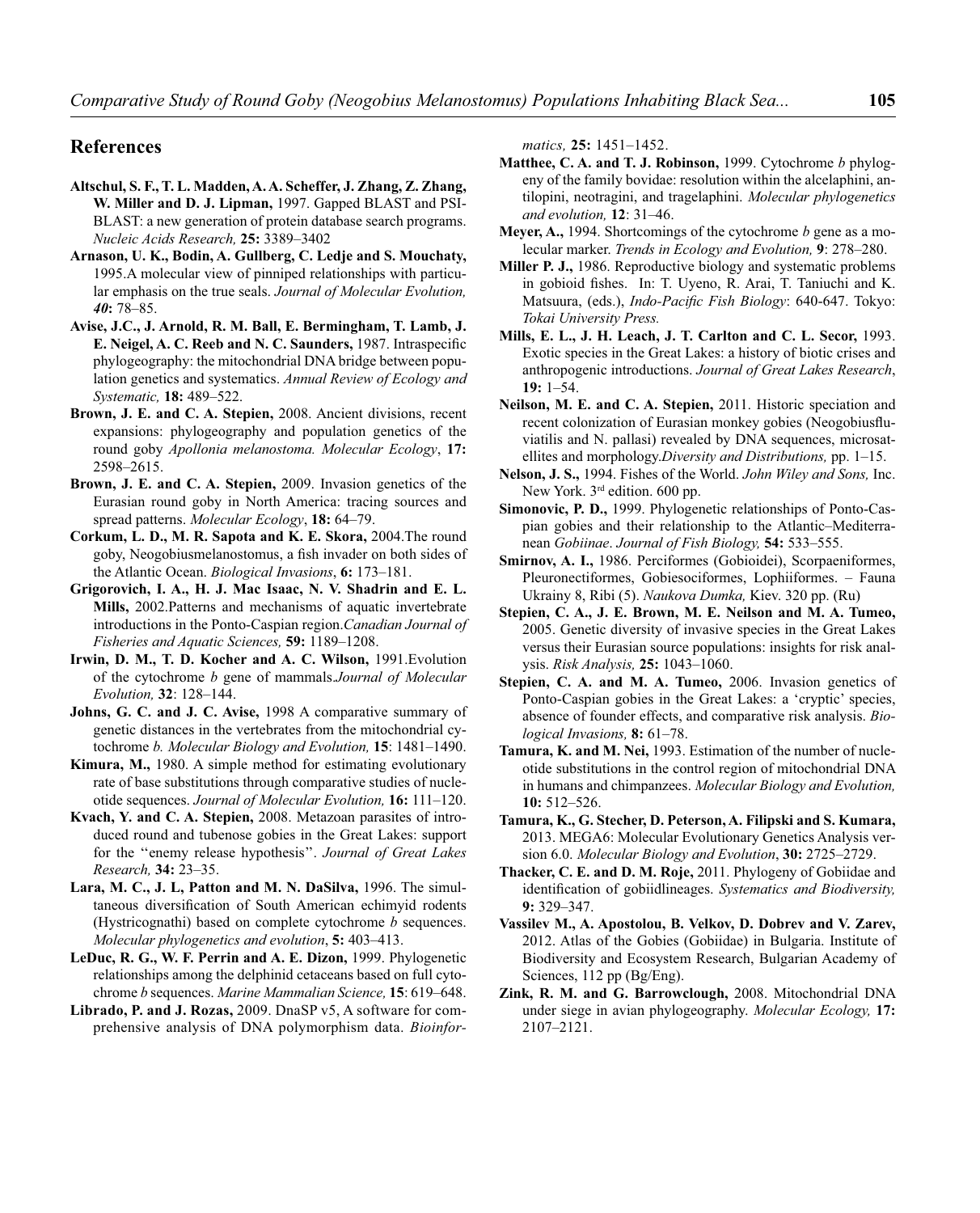## References

**Altschul, S. F., T. L. Madden, A. A. Scheffer, J. Zhang, Z. Zhang, W. Miller and D. J. Lipman,** 1997. Gapped BLAST and PSI-BLAST: a new generation of protein database search programs. *Nucleic Acids Research,* **25:** 3389–3402

**Arnason, U. K., Bodin, A. Gullberg, C. Ledje and S. Mouchaty,** 1995.A molecular view of pinniped relationships with particular emphasis on the true seals. *Journal of Molecular Evolution, 40***:** 78–85.

**Avise, J.C., J. Arnold, R. M. Ball, E. Bermingham, T. Lamb, J. E. Neigel, A. C. Reeb and N. C. Saunders,** 1987. Intraspecific phylogeography: the mitochondrial DNA bridge between population genetics and systematics. *Annual Review of Ecology and Systematic,* **18:** 489–522.

**Brown, J. E. and C. A. Stepien,** 2008. Ancient divisions, recent expansions: phylogeography and population genetics of the round goby *Apollonia melanostoma. Molecular Ecology*, **17:** 2598–2615.

**Brown, J. E. and C. A. Stepien,** 2009. Invasion genetics of the Eurasian round goby in North America: tracing sources and spread patterns. *Molecular Ecology*, **18:** 64–79.

**Corkum, L. D., M. R. Sapota and K. E. Skora,** 2004.The round goby, Neogobiusmelanostomus, a fish invader on both sides of the Atlantic Ocean. *Biological Invasions*, **6:** 173–181.

**Grigorovich, I. A., H. J. Mac Isaac, N. V. Shadrin and E. L. Mills,** 2002.Patterns and mechanisms of aquatic invertebrate introductions in the Ponto-Caspian region.*Canadian Journal of Fisheries and Aquatic Sciences,* **59:** 1189–1208.

**Irwin, D. M., T. D. Kocher and A. C. Wilson,** 1991.Evolution of the cytochrome *b* gene of mammals.*Journal of Molecular Evolution,* **32**: 128–144.

**Johns, G. C. and J. C. Avise,** 1998 A comparative summary of genetic distances in the vertebrates from the mitochondrial cytochrome *b. Molecular Biology and Evolution,* **15**: 1481–1490.

**Kimura, M.,** 1980. A simple method for estimating evolutionary rate of base substitutions through comparative studies of nucleotide sequences. *Journal of Molecular Evolution,* **16:** 111–120.

**Kvach, Y. and C. A. Stepien,** 2008. Metazoan parasites of introduced round and tubenose gobies in the Great Lakes: support for the ''enemy release hypothesis''. *Journal of Great Lakes Research,* **34:** 23–35.

**Lara, M. C., J. L, Patton and M. N. DaSilva,** 1996. The simultaneous diversification of South American echimyid rodents (Hystricognathi) based on complete cytochrome *b* sequences. *Molecular phylogenetics and evolution*, **5:** 403–413.

**LeDuc, R. G., W. F. Perrin and A. E. Dizon,** 1999. Phylogenetic relationships among the delphinid cetaceans based on full cytochrome *b* sequences. *Marine Mammalian Science,* **15**: 619–648.

**Librado, P. and J. Rozas,** 2009. DnaSP v5, A software for comprehensive analysis of DNA polymorphism data. *Bioinformatics,* **25:** 1451–1452.

**Matthee, C. A. and T. J. Robinson,** 1999. Cytochrome *b* phylogeny of the family bovidae: resolution within the alcelaphini, antilopini, neotragini, and tragelaphini. *Molecular phylogenetics and evolution,* **12**: 31–46.

**Meyer, A.,** 1994. Shortcomings of the cytochrome *b* gene as a molecular marker. *Trends in Ecology and Evolution,* **9**: 278–280.

**Miller P. J.,** 1986. Reproductive biology and systematic problems in gobioid fishes. In: T. Uyeno, R. Arai, T. Taniuchi and K. Matsuura, (eds.), *Indo-Pacific Fish Biology*: 640-647. Tokyo: *Tokai University Press.*

**Mills, E. L., J. H. Leach, J. T. Carlton and C. L. Secor,** 1993. Exotic species in the Great Lakes: a history of biotic crises and anthropogenic introductions. *Journal of Great Lakes Research*, **19:** 1–54.

**Neilson, M. E. and C. A. Stepien,** 2011. Historic speciation and recent colonization of Eurasian monkey gobies (Neogobiusfluviatilis and N. pallasi) revealed by DNA sequences, microsatellites and morphology.*Diversity and Distributions,* pp. 1–15.

**Nelson, J. S.,** 1994. Fishes of the World. *John Wiley and Sons,* Inc. New York. 3rd edition. 600 pp.

**Simonovic, P. D.,** 1999. Phylogenetic relationships of Ponto-Caspian gobies and their relationship to the Atlantic–Mediterranean *Gobiinae*. *Journal of Fish Biology,* **54:** 533–555.

**Smirnov, A. I.,** 1986. Perciformes (Gobioidei), Scorpaeniformes, Pleuronectiformes, Gobiesociformes, Lophiiformes. – Fauna Ukrainy 8, Ribi (5). *Naukova Dumka,* Kiev. 320 pp. (Ru)

**Stepien, C. A., J. E. Brown, M. E. Neilson and M. A. Tumeo,** 2005. Genetic diversity of invasive species in the Great Lakes versus their Eurasian source populations: insights for risk analysis. *Risk Analysis,* **25:** 1043–1060.

**Stepien, C. A. and M. A. Tumeo,** 2006. Invasion genetics of Ponto-Caspian gobies in the Great Lakes: a 'cryptic' species, absence of founder effects, and comparative risk analysis. *Biological Invasions,* **8:** 61–78.

**Tamura, K. and M. Nei,** 1993. Estimation of the number of nucleotide substitutions in the control region of mitochondrial DNA in humans and chimpanzees. *Molecular Biology and Evolution,* **10:** 512–526.

**Tamura, K., G. Stecher, D. Peterson, A. Filipski and S. Kumara,** 2013. MEGA6: Molecular Evolutionary Genetics Analysis version 6.0. *Molecular Biology and Evolution*, **30:** 2725–2729.

**Thacker, C. E. and D. M. Roje,** 2011. Phylogeny of Gobiidae and identification of gobiidlineages. *Systematics and Biodiversity,* **9:** 329–347.

**Vassilev M., A. Apostolou, B. Velkov, D. Dobrev and V. Zarev,** 2012. Atlas of the Gobies (Gobiidae) in Bulgaria. Institute of Biodiversity and Ecosystem Research, Bulgarian Academy of Sciences, 112 pp (Bg/Eng).

**Zink, R. M. and G. Barrowclough,** 2008. Mitochondrial DNA under siege in avian phylogeography. *Molecular Ecology,* **17:** 2107–2121.